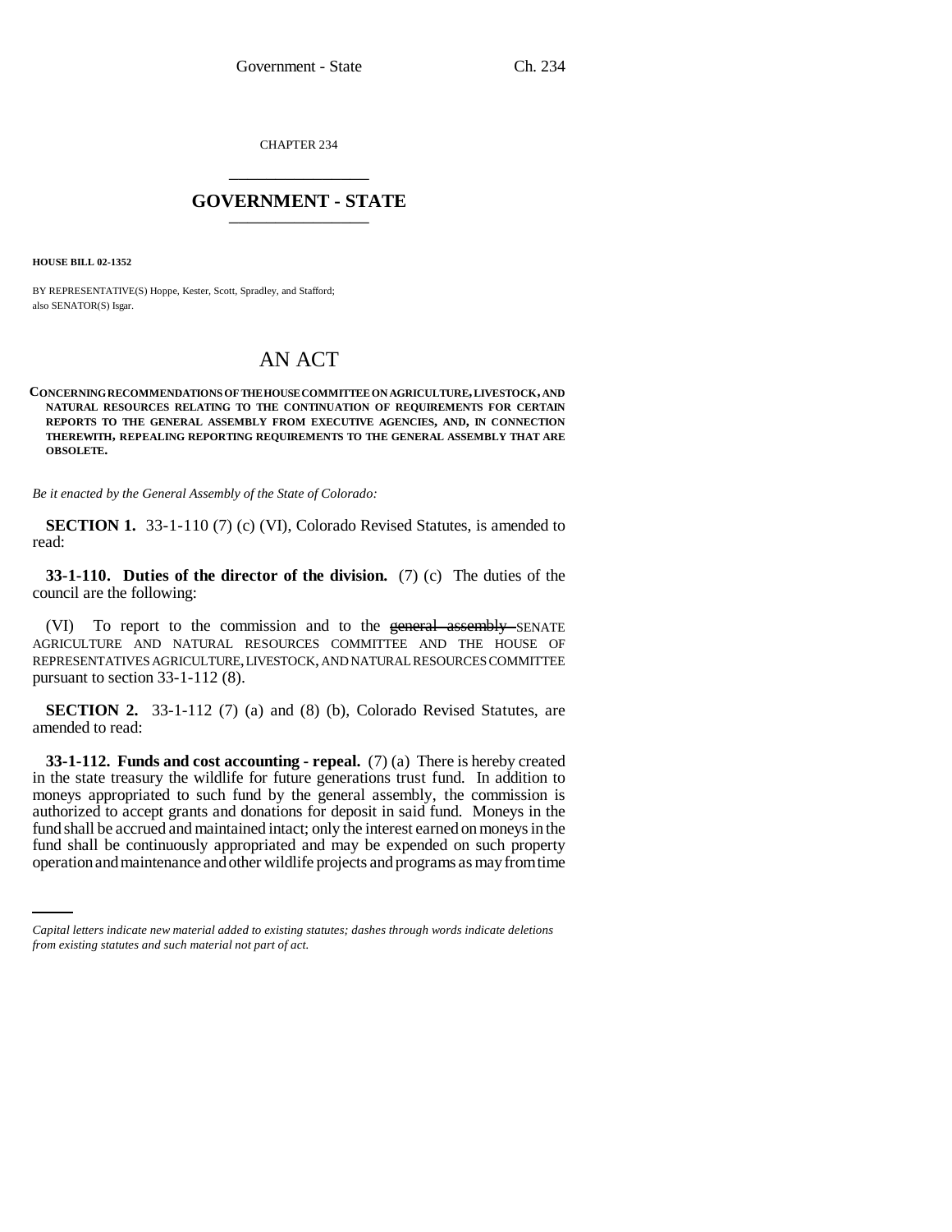CHAPTER 234

# GOVERNMENT - STATE

**HOUSE BILL 02-1352**

BY REPRESENTATIVE(S) Hoppe, Kester, Scott, Spradley, and Stafford;
also SENATOR(S) Isgar.

## AN ACT

**CONCERNING RECOMMENDATIONS OF THE HOUSE COMMITTEE ON AGRICULTURE, LIVESTOCK, AND NATURAL RESOURCES RELATING TO THE CONTINUATION OF REQUIREMENTS FOR CERTAIN REPORTS TO THE GENERAL ASSEMBLY FROM EXECUTIVE AGENCIES, AND, IN CONNECTION THEREWITH, REPEALING REPORTING REQUIREMENTS TO THE GENERAL ASSEMBLY THAT ARE OBSOLETE.**

*Be it enacted by the General Assembly of the State of Colorado:*

**SECTION 1.** 33-1-110 (7) (c) (VI), Colorado Revised Statutes, is amended to read:

**33-1-110. Duties of the director of the division.** (7) (c) The duties of the council are the following:

(VI) To report to the commission and to the ~~general assembly~~ SENATE AGRICULTURE AND NATURAL RESOURCES COMMITTEE AND THE HOUSE OF REPRESENTATIVES AGRICULTURE, LIVESTOCK, AND NATURAL RESOURCES COMMITTEE pursuant to section 33-1-112 (8).

**SECTION 2.** 33-1-112 (7) (a) and (8) (b), Colorado Revised Statutes, are amended to read:

**33-1-112. Funds and cost accounting - repeal.** (7) (a) There is hereby created in the state treasury the wildlife for future generations trust fund. In addition to moneys appropriated to such fund by the general assembly, the commission is authorized to accept grants and donations for deposit in said fund. Moneys in the fund shall be accrued and maintained intact; only the interest earned on moneys in the fund shall be continuously appropriated and may be expended on such property operation and maintenance and other wildlife projects and programs as may from time

*Capital letters indicate new material added to existing statutes; dashes through words indicate deletions from existing statutes and such material not part of act.*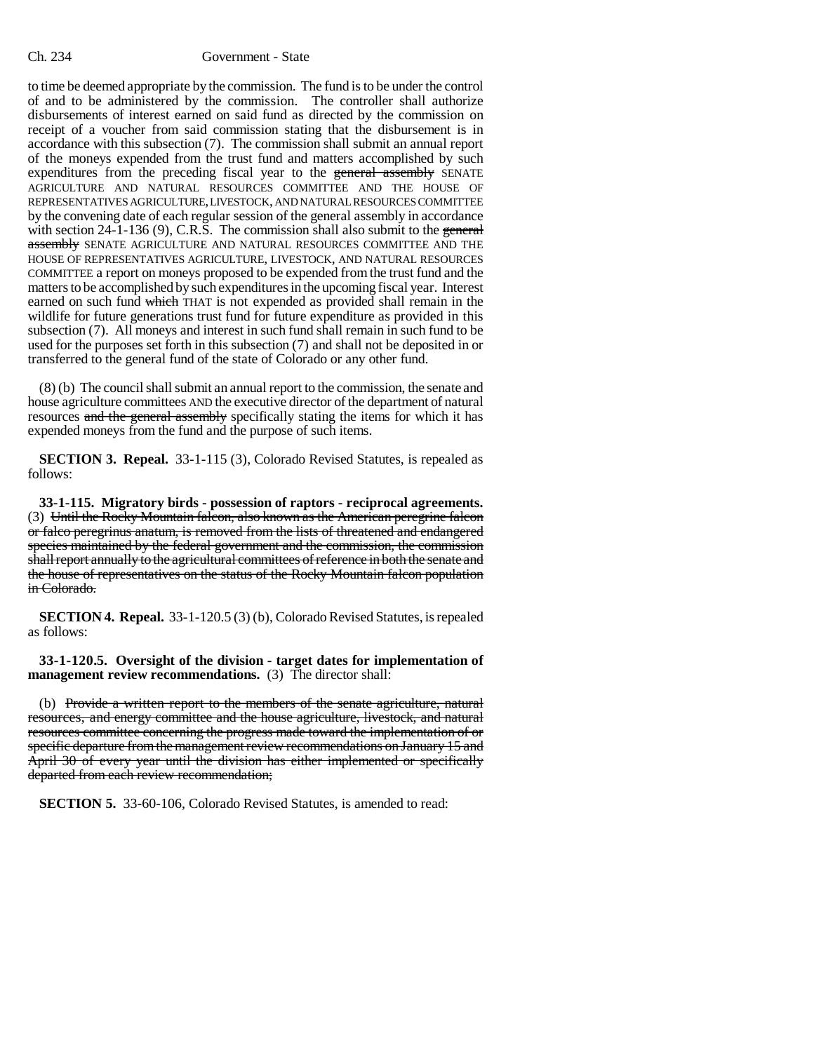to time be deemed appropriate by the commission. The fund is to be under the control of and to be administered by the commission. The controller shall authorize disbursements of interest earned on said fund as directed by the commission on receipt of a voucher from said commission stating that the disbursement is in accordance with this subsection (7). The commission shall submit an annual report of the moneys expended from the trust fund and matters accomplished by such expenditures from the preceding fiscal year to the ~~general assembly~~ SENATE AGRICULTURE AND NATURAL RESOURCES COMMITTEE AND THE HOUSE OF REPRESENTATIVES AGRICULTURE, LIVESTOCK, AND NATURAL RESOURCES COMMITTEE by the convening date of each regular session of the general assembly in accordance with section 24-1-136 (9), C.R.S. The commission shall also submit to the ~~general assembly~~ SENATE AGRICULTURE AND NATURAL RESOURCES COMMITTEE AND THE HOUSE OF REPRESENTATIVES AGRICULTURE, LIVESTOCK, AND NATURAL RESOURCES COMMITTEE a report on moneys proposed to be expended from the trust fund and the matters to be accomplished by such expenditures in the upcoming fiscal year. Interest earned on such fund ~~which~~ THAT is not expended as provided shall remain in the wildlife for future generations trust fund for future expenditure as provided in this subsection (7). All moneys and interest in such fund shall remain in such fund to be used for the purposes set forth in this subsection (7) and shall not be deposited in or transferred to the general fund of the state of Colorado or any other fund.

(8) (b) The council shall submit an annual report to the commission, the senate and house agriculture committees AND the executive director of the department of natural resources ~~and the general assembly~~ specifically stating the items for which it has expended moneys from the fund and the purpose of such items.

**SECTION 3. Repeal.** 33-1-115 (3), Colorado Revised Statutes, is repealed as follows:

**33-1-115. Migratory birds - possession of raptors - reciprocal agreements.** (3) ~~Until the Rocky Mountain falcon, also known as the American peregrine falcon or falco peregrinus anatum, is removed from the lists of threatened and endangered species maintained by the federal government and the commission, the commission shall report annually to the agricultural committees of reference in both the senate and the house of representatives on the status of the Rocky Mountain falcon population in Colorado.~~

**SECTION 4. Repeal.** 33-1-120.5 (3) (b), Colorado Revised Statutes, is repealed as follows:

**33-1-120.5. Oversight of the division - target dates for implementation of management review recommendations.** (3) The director shall:

(b) ~~Provide a written report to the members of the senate agriculture, natural resources, and energy committee and the house agriculture, livestock, and natural resources committee concerning the progress made toward the implementation of or specific departure from the management review recommendations on January 15 and April 30 of every year until the division has either implemented or specifically departed from each review recommendation;~~

**SECTION 5.** 33-60-106, Colorado Revised Statutes, is amended to read: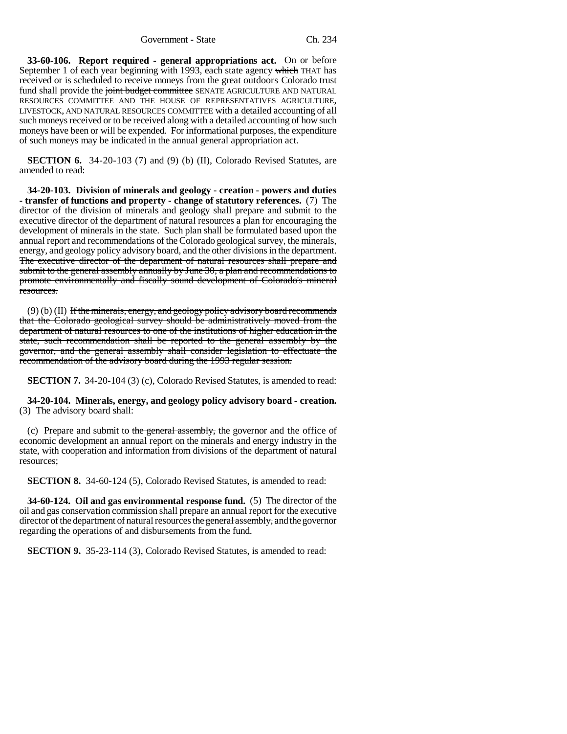**33-60-106. Report required - general appropriations act.** On or before September 1 of each year beginning with 1993, each state agency ~~which~~ THAT has received or is scheduled to receive moneys from the great outdoors Colorado trust fund shall provide the ~~joint budget committee~~ SENATE AGRICULTURE AND NATURAL RESOURCES COMMITTEE AND THE HOUSE OF REPRESENTATIVES AGRICULTURE, LIVESTOCK, AND NATURAL RESOURCES COMMITTEE with a detailed accounting of all such moneys received or to be received along with a detailed accounting of how such moneys have been or will be expended. For informational purposes, the expenditure of such moneys may be indicated in the annual general appropriation act.

**SECTION 6.** 34-20-103 (7) and (9) (b) (II), Colorado Revised Statutes, are amended to read:

**34-20-103. Division of minerals and geology - creation - powers and duties - transfer of functions and property - change of statutory references.** (7) The director of the division of minerals and geology shall prepare and submit to the executive director of the department of natural resources a plan for encouraging the development of minerals in the state. Such plan shall be formulated based upon the annual report and recommendations of the Colorado geological survey, the minerals, energy, and geology policy advisory board, and the other divisions in the department. ~~The executive director of the department of natural resources shall prepare and submit to the general assembly annually by June 30, a plan and recommendations to promote environmentally and fiscally sound development of Colorado's mineral resources.~~

(9) (b) (II) ~~If the minerals, energy, and geology policy advisory board recommends that the Colorado geological survey should be administratively moved from the department of natural resources to one of the institutions of higher education in the state, such recommendation shall be reported to the general assembly by the governor, and the general assembly shall consider legislation to effectuate the recommendation of the advisory board during the 1993 regular session.~~

**SECTION 7.** 34-20-104 (3) (c), Colorado Revised Statutes, is amended to read:

**34-20-104. Minerals, energy, and geology policy advisory board - creation.** (3) The advisory board shall:

(c) Prepare and submit to ~~the general assembly,~~ the governor and the office of economic development an annual report on the minerals and energy industry in the state, with cooperation and information from divisions of the department of natural resources;

**SECTION 8.** 34-60-124 (5), Colorado Revised Statutes, is amended to read:

**34-60-124. Oil and gas environmental response fund.** (5) The director of the oil and gas conservation commission shall prepare an annual report for the executive director of the department of natural resources ~~the general assembly,~~ and the governor regarding the operations of and disbursements from the fund.

**SECTION 9.** 35-23-114 (3), Colorado Revised Statutes, is amended to read: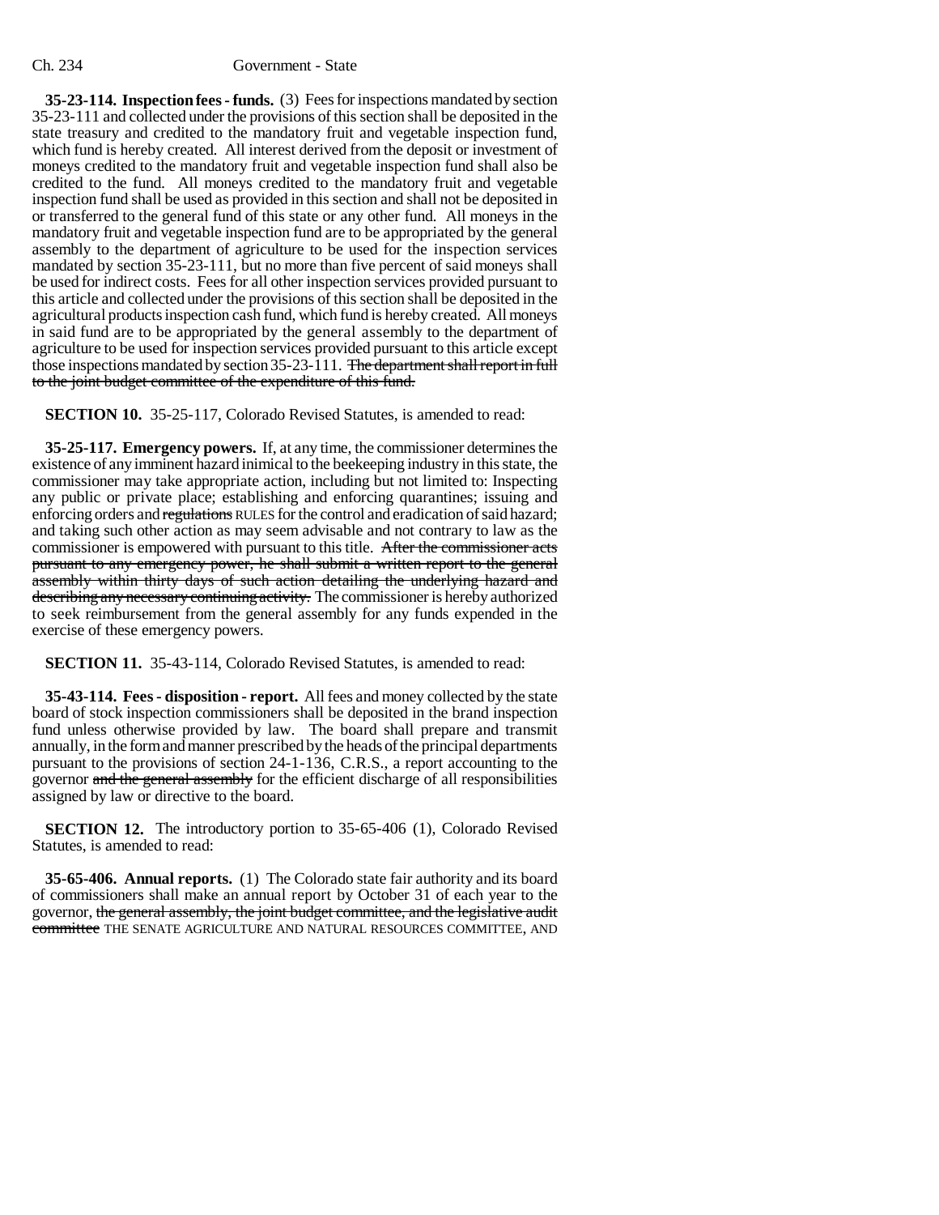**35-23-114. Inspection fees - funds.** (3) Fees for inspections mandated by section 35-23-111 and collected under the provisions of this section shall be deposited in the state treasury and credited to the mandatory fruit and vegetable inspection fund, which fund is hereby created. All interest derived from the deposit or investment of moneys credited to the mandatory fruit and vegetable inspection fund shall also be credited to the fund. All moneys credited to the mandatory fruit and vegetable inspection fund shall be used as provided in this section and shall not be deposited in or transferred to the general fund of this state or any other fund. All moneys in the mandatory fruit and vegetable inspection fund are to be appropriated by the general assembly to the department of agriculture to be used for the inspection services mandated by section 35-23-111, but no more than five percent of said moneys shall be used for indirect costs. Fees for all other inspection services provided pursuant to this article and collected under the provisions of this section shall be deposited in the agricultural products inspection cash fund, which fund is hereby created. All moneys in said fund are to be appropriated by the general assembly to the department of agriculture to be used for inspection services provided pursuant to this article except those inspections mandated by section 35-23-111. ~~The department shall report in full to the joint budget committee of the expenditure of this fund.~~

**SECTION 10.** 35-25-117, Colorado Revised Statutes, is amended to read:

**35-25-117. Emergency powers.** If, at any time, the commissioner determines the existence of any imminent hazard inimical to the beekeeping industry in this state, the commissioner may take appropriate action, including but not limited to: Inspecting any public or private place; establishing and enforcing quarantines; issuing and enforcing orders and ~~regulations~~ RULES for the control and eradication of said hazard; and taking such other action as may seem advisable and not contrary to law as the commissioner is empowered with pursuant to this title. ~~After the commissioner acts pursuant to any emergency power, he shall submit a written report to the general assembly within thirty days of such action detailing the underlying hazard and describing any necessary continuing activity.~~ The commissioner is hereby authorized to seek reimbursement from the general assembly for any funds expended in the exercise of these emergency powers.

**SECTION 11.** 35-43-114, Colorado Revised Statutes, is amended to read:

**35-43-114. Fees - disposition - report.** All fees and money collected by the state board of stock inspection commissioners shall be deposited in the brand inspection fund unless otherwise provided by law. The board shall prepare and transmit annually, in the form and manner prescribed by the heads of the principal departments pursuant to the provisions of section 24-1-136, C.R.S., a report accounting to the governor ~~and the general assembly~~ for the efficient discharge of all responsibilities assigned by law or directive to the board.

**SECTION 12.** The introductory portion to 35-65-406 (1), Colorado Revised Statutes, is amended to read:

**35-65-406. Annual reports.** (1) The Colorado state fair authority and its board of commissioners shall make an annual report by October 31 of each year to the governor, ~~the general assembly, the joint budget committee, and the legislative audit committee~~ THE SENATE AGRICULTURE AND NATURAL RESOURCES COMMITTEE, AND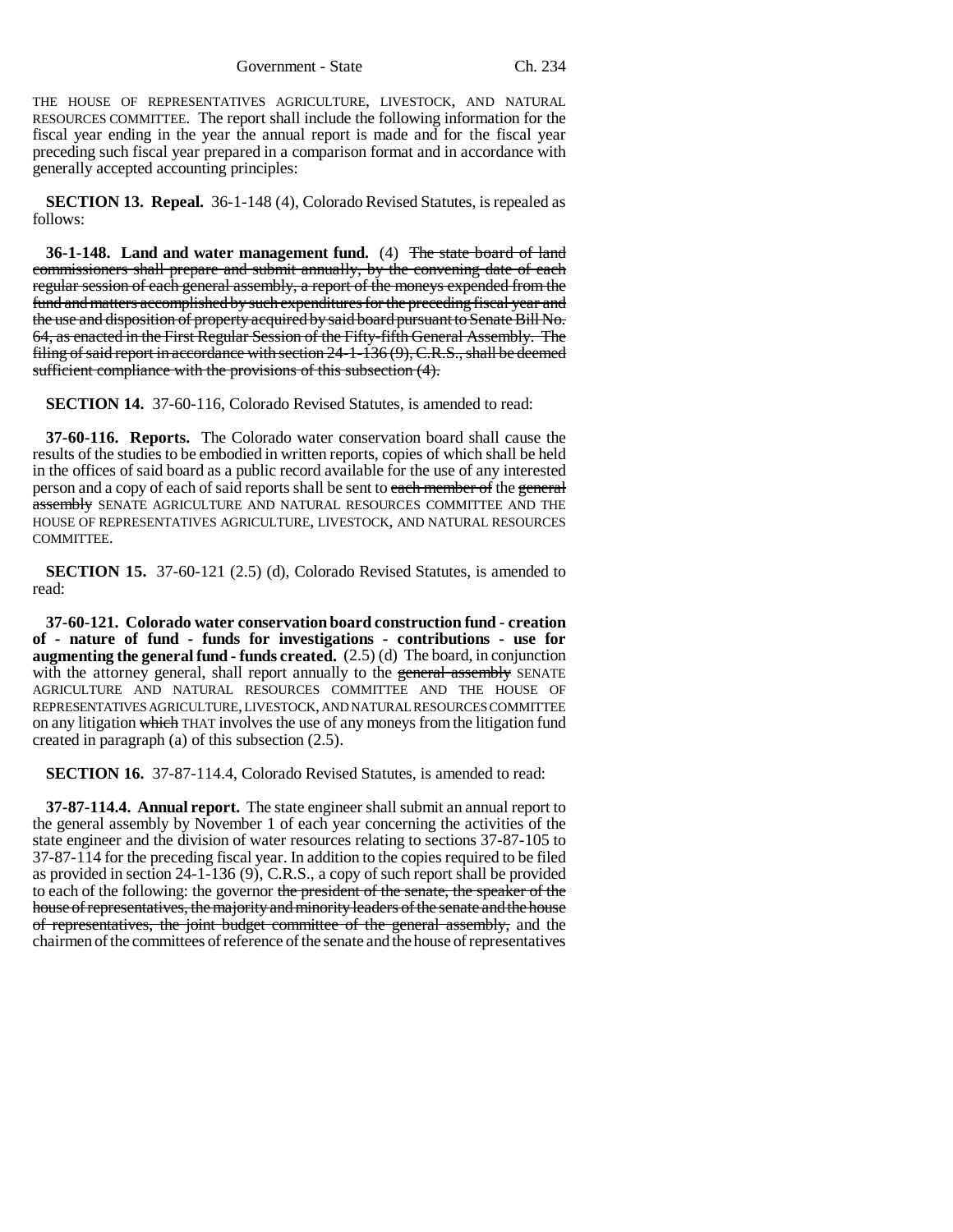THE HOUSE OF REPRESENTATIVES AGRICULTURE, LIVESTOCK, AND NATURAL RESOURCES COMMITTEE. The report shall include the following information for the fiscal year ending in the year the annual report is made and for the fiscal year preceding such fiscal year prepared in a comparison format and in accordance with generally accepted accounting principles:

**SECTION 13. Repeal.** 36-1-148 (4), Colorado Revised Statutes, is repealed as follows:

**36-1-148. Land and water management fund.** (4) ~~The state board of land commissioners shall prepare and submit annually, by the convening date of each regular session of each general assembly, a report of the moneys expended from the fund and matters accomplished by such expenditures for the preceding fiscal year and the use and disposition of property acquired by said board pursuant to Senate Bill No. 64, as enacted in the First Regular Session of the Fifty-fifth General Assembly. The filing of said report in accordance with section 24-1-136 (9), C.R.S., shall be deemed sufficient compliance with the provisions of this subsection (4).~~

**SECTION 14.** 37-60-116, Colorado Revised Statutes, is amended to read:

**37-60-116. Reports.** The Colorado water conservation board shall cause the results of the studies to be embodied in written reports, copies of which shall be held in the offices of said board as a public record available for the use of any interested person and a copy of each of said reports shall be sent to ~~each member of~~ the ~~general assembly~~ SENATE AGRICULTURE AND NATURAL RESOURCES COMMITTEE AND THE HOUSE OF REPRESENTATIVES AGRICULTURE, LIVESTOCK, AND NATURAL RESOURCES COMMITTEE.

**SECTION 15.** 37-60-121 (2.5) (d), Colorado Revised Statutes, is amended to read:

**37-60-121. Colorado water conservation board construction fund - creation of - nature of fund - funds for investigations - contributions - use for augmenting the general fund - funds created.** (2.5) (d) The board, in conjunction with the attorney general, shall report annually to the ~~general assembly~~ SENATE AGRICULTURE AND NATURAL RESOURCES COMMITTEE AND THE HOUSE OF REPRESENTATIVES AGRICULTURE, LIVESTOCK, AND NATURAL RESOURCES COMMITTEE on any litigation ~~which~~ THAT involves the use of any moneys from the litigation fund created in paragraph (a) of this subsection (2.5).

**SECTION 16.** 37-87-114.4, Colorado Revised Statutes, is amended to read:

**37-87-114.4. Annual report.** The state engineer shall submit an annual report to the general assembly by November 1 of each year concerning the activities of the state engineer and the division of water resources relating to sections 37-87-105 to 37-87-114 for the preceding fiscal year. In addition to the copies required to be filed as provided in section 24-1-136 (9), C.R.S., a copy of such report shall be provided to each of the following: the governor ~~the president of the senate, the speaker of the house of representatives, the majority and minority leaders of the senate and the house of representatives, the joint budget committee of the general assembly,~~ and the chairmen of the committees of reference of the senate and the house of representatives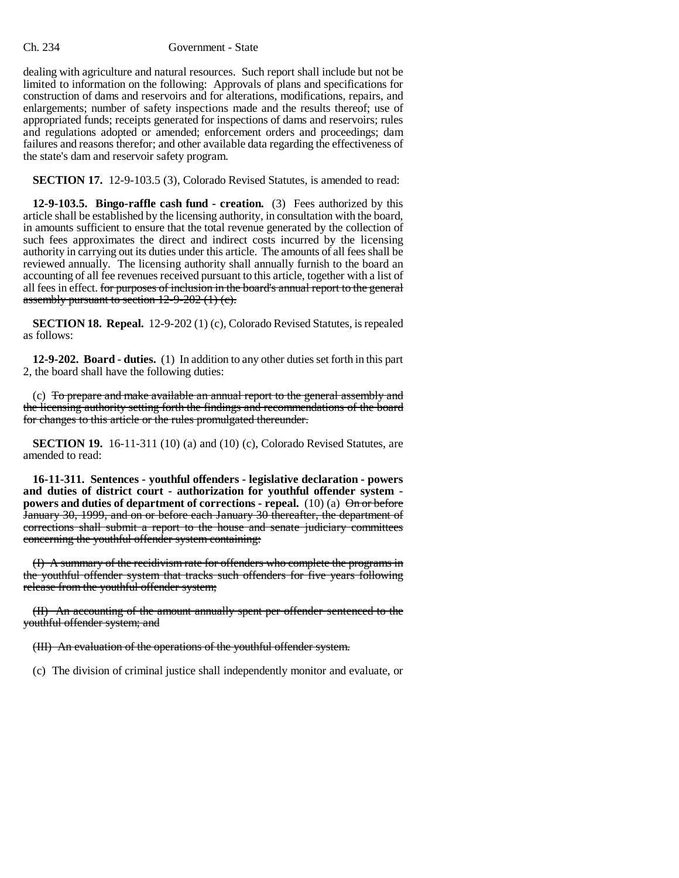dealing with agriculture and natural resources. Such report shall include but not be limited to information on the following: Approvals of plans and specifications for construction of dams and reservoirs and for alterations, modifications, repairs, and enlargements; number of safety inspections made and the results thereof; use of appropriated funds; receipts generated for inspections of dams and reservoirs; rules and regulations adopted or amended; enforcement orders and proceedings; dam failures and reasons therefor; and other available data regarding the effectiveness of the state's dam and reservoir safety program.

**SECTION 17.** 12-9-103.5 (3), Colorado Revised Statutes, is amended to read:

**12-9-103.5. Bingo-raffle cash fund - creation.** (3) Fees authorized by this article shall be established by the licensing authority, in consultation with the board, in amounts sufficient to ensure that the total revenue generated by the collection of such fees approximates the direct and indirect costs incurred by the licensing authority in carrying out its duties under this article. The amounts of all fees shall be reviewed annually. The licensing authority shall annually furnish to the board an accounting of all fee revenues received pursuant to this article, together with a list of all fees in effect. ~~for purposes of inclusion in the board's annual report to the general assembly pursuant to section 12-9-202 (1) (c).~~

**SECTION 18. Repeal.** 12-9-202 (1) (c), Colorado Revised Statutes, is repealed as follows:

**12-9-202. Board - duties.** (1) In addition to any other duties set forth in this part 2, the board shall have the following duties:

(c) ~~To prepare and make available an annual report to the general assembly and the licensing authority setting forth the findings and recommendations of the board for changes to this article or the rules promulgated thereunder.~~

**SECTION 19.** 16-11-311 (10) (a) and (10) (c), Colorado Revised Statutes, are amended to read:

**16-11-311. Sentences - youthful offenders - legislative declaration - powers and duties of district court - authorization for youthful offender system - powers and duties of department of corrections - repeal.** (10) (a) ~~On or before January 30, 1999, and on or before each January 30 thereafter, the department of corrections shall submit a report to the house and senate judiciary committees concerning the youthful offender system containing:~~

~~(I) A summary of the recidivism rate for offenders who complete the programs in the youthful offender system that tracks such offenders for five years following release from the youthful offender system;~~

~~(II) An accounting of the amount annually spent per offender sentenced to the youthful offender system; and~~

~~(III) An evaluation of the operations of the youthful offender system.~~

(c) The division of criminal justice shall independently monitor and evaluate, or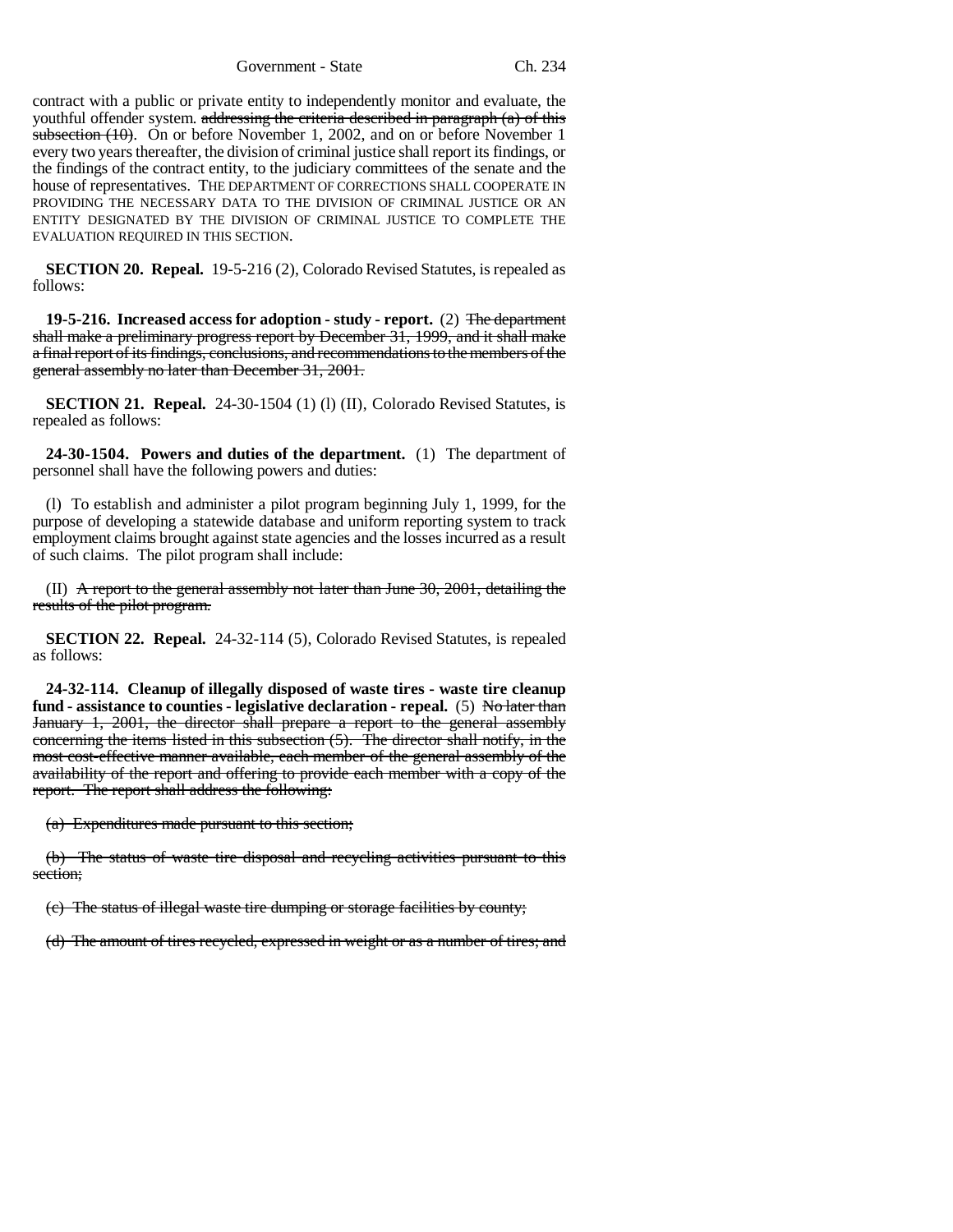contract with a public or private entity to independently monitor and evaluate, the youthful offender system. ~~addressing the criteria described in paragraph (a) of this subsection (10)~~. On or before November 1, 2002, and on or before November 1 every two years thereafter, the division of criminal justice shall report its findings, or the findings of the contract entity, to the judiciary committees of the senate and the house of representatives. THE DEPARTMENT OF CORRECTIONS SHALL COOPERATE IN PROVIDING THE NECESSARY DATA TO THE DIVISION OF CRIMINAL JUSTICE OR AN ENTITY DESIGNATED BY THE DIVISION OF CRIMINAL JUSTICE TO COMPLETE THE EVALUATION REQUIRED IN THIS SECTION.

**SECTION 20. Repeal.** 19-5-216 (2), Colorado Revised Statutes, is repealed as follows:

**19-5-216. Increased access for adoption - study - report.** (2) ~~The department shall make a preliminary progress report by December 31, 1999, and it shall make a final report of its findings, conclusions, and recommendations to the members of the general assembly no later than December 31, 2001.~~

**SECTION 21. Repeal.** 24-30-1504 (1) (l) (II), Colorado Revised Statutes, is repealed as follows:

**24-30-1504. Powers and duties of the department.** (1) The department of personnel shall have the following powers and duties:

(l) To establish and administer a pilot program beginning July 1, 1999, for the purpose of developing a statewide database and uniform reporting system to track employment claims brought against state agencies and the losses incurred as a result of such claims. The pilot program shall include:

(II) ~~A report to the general assembly not later than June 30, 2001, detailing the results of the pilot program.~~

**SECTION 22. Repeal.** 24-32-114 (5), Colorado Revised Statutes, is repealed as follows:

**24-32-114. Cleanup of illegally disposed of waste tires - waste tire cleanup fund - assistance to counties - legislative declaration - repeal.** (5) ~~No later than January 1, 2001, the director shall prepare a report to the general assembly concerning the items listed in this subsection (5). The director shall notify, in the most cost-effective manner available, each member of the general assembly of the availability of the report and offering to provide each member with a copy of the report. The report shall address the following:~~

~~(a) Expenditures made pursuant to this section;~~

~~(b) The status of waste tire disposal and recycling activities pursuant to this section;~~

~~(c) The status of illegal waste tire dumping or storage facilities by county;~~

~~(d) The amount of tires recycled, expressed in weight or as a number of tires; and~~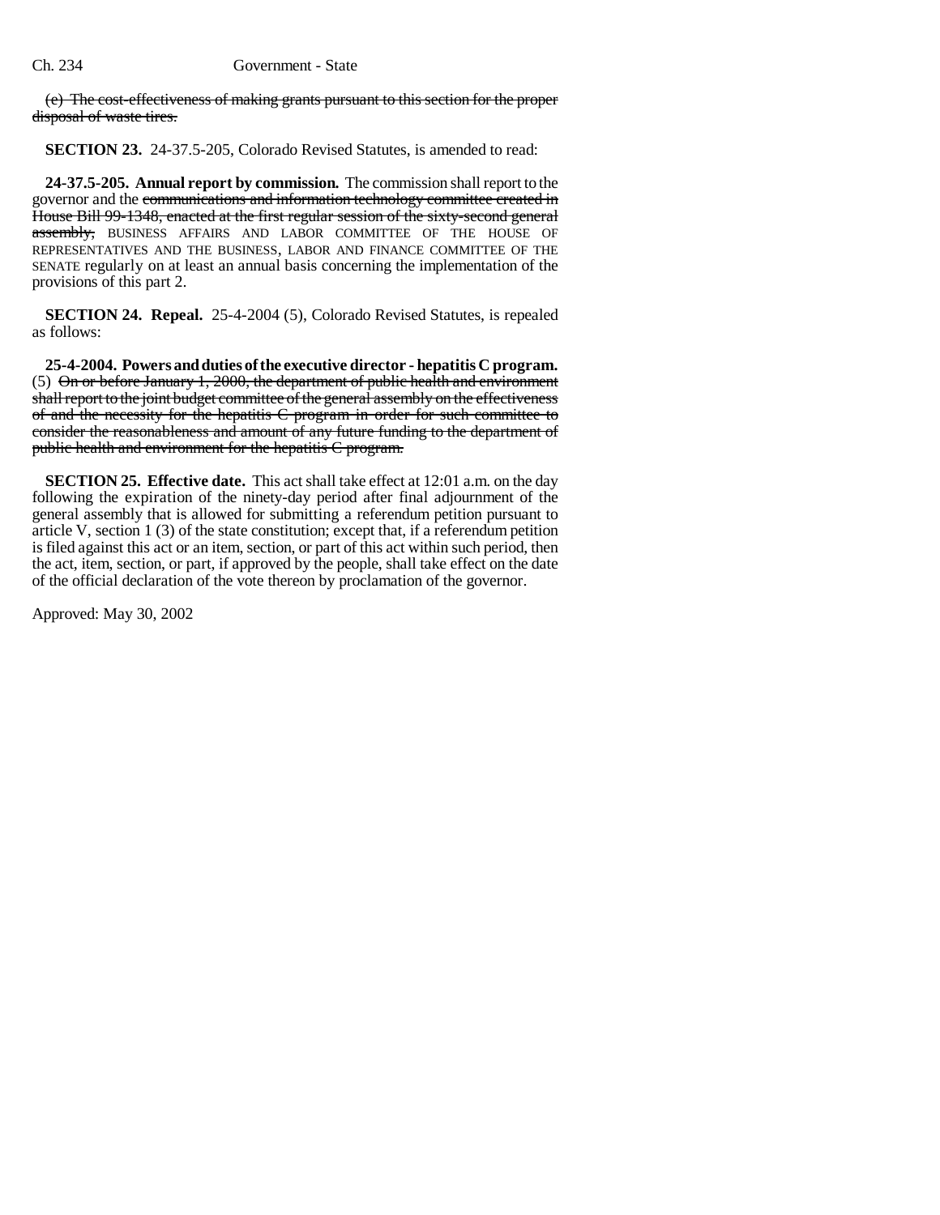~~(e) The cost-effectiveness of making grants pursuant to this section for the proper disposal of waste tires.~~

**SECTION 23.** 24-37.5-205, Colorado Revised Statutes, is amended to read:

**24-37.5-205. Annual report by commission.** The commission shall report to the governor and the ~~communications and information technology committee created in House Bill 99-1348, enacted at the first regular session of the sixty-second general assembly,~~ BUSINESS AFFAIRS AND LABOR COMMITTEE OF THE HOUSE OF REPRESENTATIVES AND THE BUSINESS, LABOR AND FINANCE COMMITTEE OF THE SENATE regularly on at least an annual basis concerning the implementation of the provisions of this part 2.

**SECTION 24. Repeal.** 25-4-2004 (5), Colorado Revised Statutes, is repealed as follows:

**25-4-2004. Powers and duties of the executive director - hepatitis C program.** (5) ~~On or before January 1, 2000, the department of public health and environment shall report to the joint budget committee of the general assembly on the effectiveness of and the necessity for the hepatitis C program in order for such committee to consider the reasonableness and amount of any future funding to the department of public health and environment for the hepatitis C program.~~

**SECTION 25. Effective date.** This act shall take effect at 12:01 a.m. on the day following the expiration of the ninety-day period after final adjournment of the general assembly that is allowed for submitting a referendum petition pursuant to article V, section 1 (3) of the state constitution; except that, if a referendum petition is filed against this act or an item, section, or part of this act within such period, then the act, item, section, or part, if approved by the people, shall take effect on the date of the official declaration of the vote thereon by proclamation of the governor.

Approved: May 30, 2002